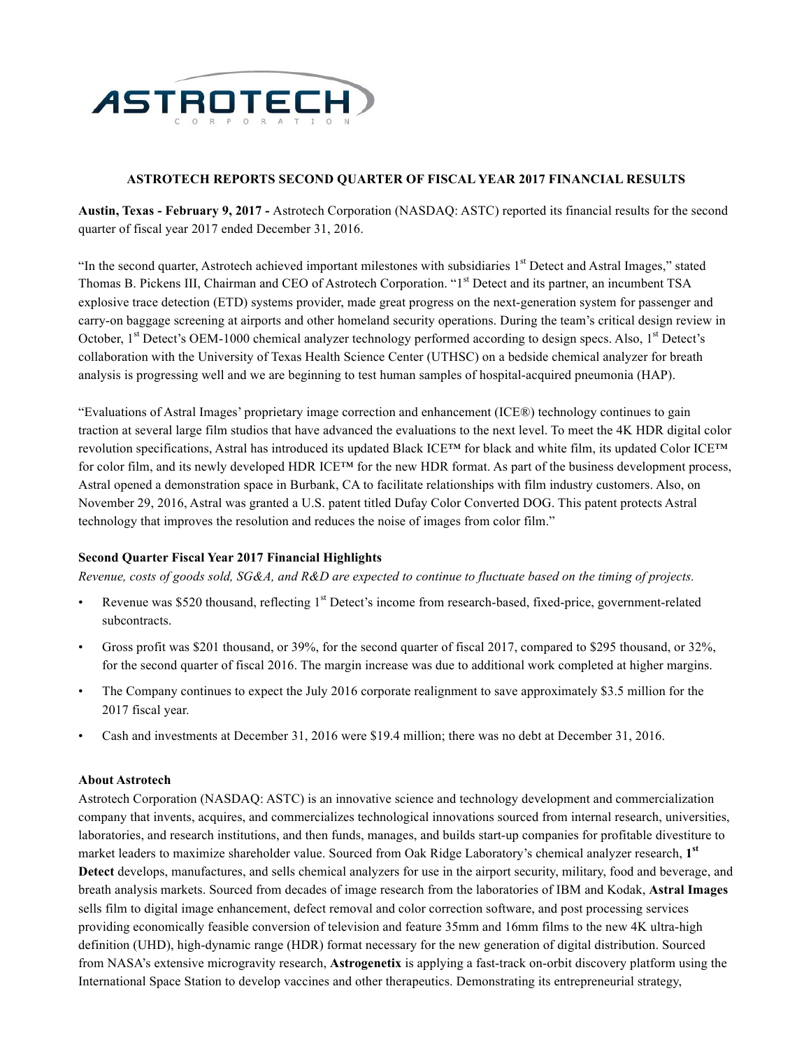ASTROTECH CORPORATION

**ASTROTECH REPORTS SECOND QUARTER OF FISCAL YEAR 2017 FINANCIAL RESULTS**

**Austin, Texas - February 9, 2017 -** Astrotech Corporation (NASDAQ: ASTC) reported its financial results for the second quarter of fiscal year 2017 ended December 31, 2016.

"In the second quarter, Astrotech achieved important milestones with subsidiaries 1st Detect and Astral Images," stated Thomas B. Pickens III, Chairman and CEO of Astrotech Corporation. "1st Detect and its partner, an incumbent TSA explosive trace detection (ETD) systems provider, made great progress on the next-generation system for passenger and carry-on baggage screening at airports and other homeland security operations. During the team's critical design review in October, 1st Detect's OEM-1000 chemical analyzer technology performed according to design specs. Also, 1st Detect's collaboration with the University of Texas Health Science Center (UTHSC) on a bedside chemical analyzer for breath analysis is progressing well and we are beginning to test human samples of hospital-acquired pneumonia (HAP).

"Evaluations of Astral Images' proprietary image correction and enhancement (ICE®) technology continues to gain traction at several large film studios that have advanced the evaluations to the next level. To meet the 4K HDR digital color revolution specifications, Astral has introduced its updated Black ICE™ for black and white film, its updated Color ICE™ for color film, and its newly developed HDR ICE™ for the new HDR format. As part of the business development process, Astral opened a demonstration space in Burbank, CA to facilitate relationships with film industry customers. Also, on November 29, 2016, Astral was granted a U.S. patent titled Dufay Color Converted DOG. This patent protects Astral technology that improves the resolution and reduces the noise of images from color film."

**Second Quarter Fiscal Year 2017 Financial Highlights**

*Revenue, costs of goods sold, SG&A, and R&D are expected to continue to fluctuate based on the timing of projects.*

- Revenue was $520 thousand, reflecting 1st Detect's income from research-based, fixed-price, government-related subcontracts.
- Gross profit was $201 thousand, or 39%, for the second quarter of fiscal 2017, compared to $295 thousand, or 32%, for the second quarter of fiscal 2016. The margin increase was due to additional work completed at higher margins.
- The Company continues to expect the July 2016 corporate realignment to save approximately $3.5 million for the 2017 fiscal year.
- Cash and investments at December 31, 2016 were $19.4 million; there was no debt at December 31, 2016.

**About Astrotech**

Astrotech Corporation (NASDAQ: ASTC) is an innovative science and technology development and commercialization company that invents, acquires, and commercializes technological innovations sourced from internal research, universities, laboratories, and research institutions, and then funds, manages, and builds start-up companies for profitable divestiture to market leaders to maximize shareholder value. Sourced from Oak Ridge Laboratory's chemical analyzer research, **1st Detect** develops, manufactures, and sells chemical analyzers for use in the airport security, military, food and beverage, and breath analysis markets. Sourced from decades of image research from the laboratories of IBM and Kodak, **Astral Images** sells film to digital image enhancement, defect removal and color correction software, and post processing services providing economically feasible conversion of television and feature 35mm and 16mm films to the new 4K ultra-high definition (UHD), high-dynamic range (HDR) format necessary for the new generation of digital distribution. Sourced from NASA's extensive microgravity research, **Astrogenetix** is applying a fast-track on-orbit discovery platform using the International Space Station to develop vaccines and other therapeutics. Demonstrating its entrepreneurial strategy,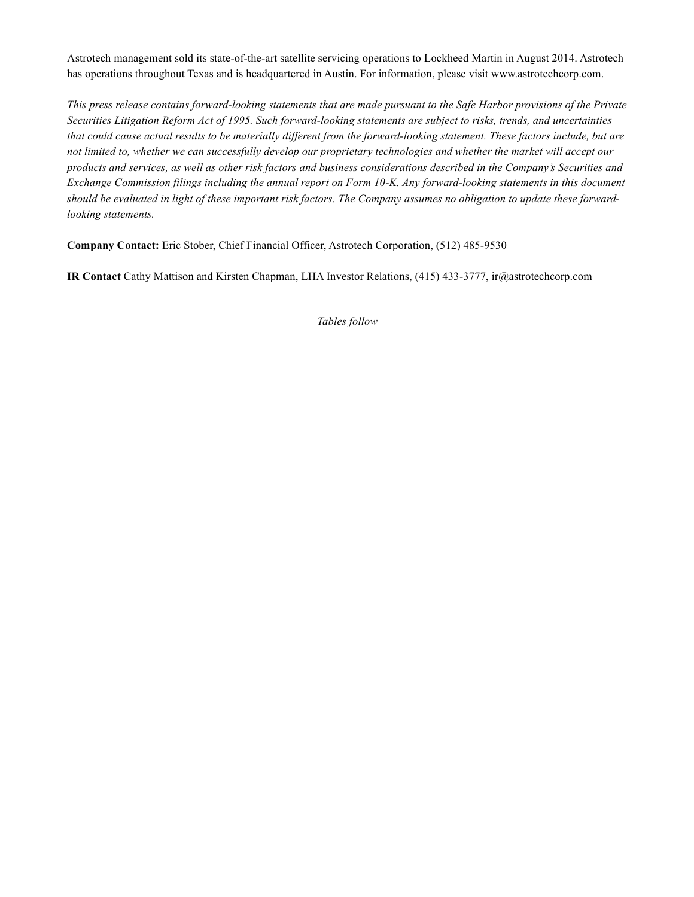Astrotech management sold its state-of-the-art satellite servicing operations to Lockheed Martin in August 2014. Astrotech has operations throughout Texas and is headquartered in Austin. For information, please visit www.astrotechcorp.com.

*This press release contains forward-looking statements that are made pursuant to the Safe Harbor provisions of the Private Securities Litigation Reform Act of 1995. Such forward-looking statements are subject to risks, trends, and uncertainties that could cause actual results to be materially different from the forward-looking statement. These factors include, but are not limited to, whether we can successfully develop our proprietary technologies and whether the market will accept our products and services, as well as other risk factors and business considerations described in the Company's Securities and Exchange Commission filings including the annual report on Form 10-K. Any forward-looking statements in this document should be evaluated in light of these important risk factors. The Company assumes no obligation to update these forward-looking statements.*

**Company Contact:** Eric Stober, Chief Financial Officer, Astrotech Corporation, (512) 485-9530

**IR Contact** Cathy Mattison and Kirsten Chapman, LHA Investor Relations, (415) 433-3777, ir@astrotechcorp.com

*Tables follow*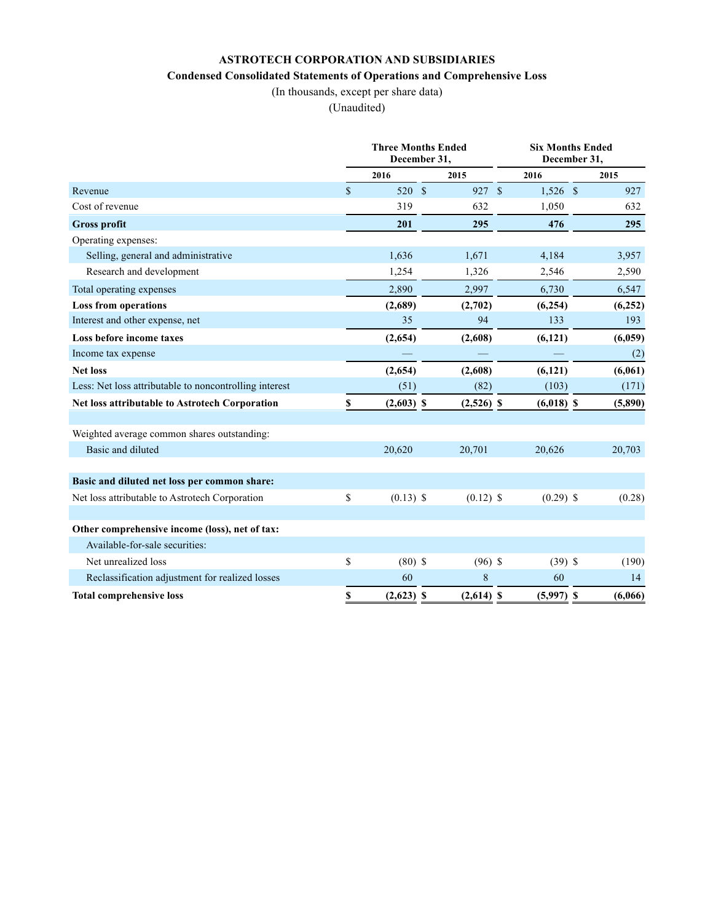**ASTROTECH CORPORATION AND SUBSIDIARIES**

**Condensed Consolidated Statements of Operations and Comprehensive Loss**

(In thousands, except per share data)

(Unaudited)

| | Three Months Ended December 31, | | Six Months Ended December 31, | |
|---|---|---|---|---|
| | 2016 | 2015 | 2016 | 2015 |
| Revenue | $ 520 | $ 927 | $ 1,526 | $ 927 |
| Cost of revenue | 319 | 632 | 1,050 | 632 |
| **Gross profit** | **201** | **295** | **476** | **295** |
| Operating expenses: | | | | |
| Selling, general and administrative | 1,636 | 1,671 | 4,184 | 3,957 |
| Research and development | 1,254 | 1,326 | 2,546 | 2,590 |
| Total operating expenses | 2,890 | 2,997 | 6,730 | 6,547 |
| **Loss from operations** | **(2,689)** | **(2,702)** | **(6,254)** | **(6,252)** |
| Interest and other expense, net | 35 | 94 | 133 | 193 |
| **Loss before income taxes** | **(2,654)** | **(2,608)** | **(6,121)** | **(6,059)** |
| Income tax expense | — | — | — | (2) |
| **Net loss** | **(2,654)** | **(2,608)** | **(6,121)** | **(6,061)** |
| Less: Net loss attributable to noncontrolling interest | (51) | (82) | (103) | (171) |
| **Net loss attributable to Astrotech Corporation** | **$ (2,603)** | **$ (2,526)** | **$ (6,018)** | **$ (5,890)** |
| | | | | |
| Weighted average common shares outstanding: | | | | |
| Basic and diluted | 20,620 | 20,701 | 20,626 | 20,703 |
| | | | | |
| **Basic and diluted net loss per common share:** | | | | |
| Net loss attributable to Astrotech Corporation | $ (0.13) | $ (0.12) | $ (0.29) | $ (0.28) |
| | | | | |
| **Other comprehensive income (loss), net of tax:** | | | | |
| Available-for-sale securities: | | | | |
| Net unrealized loss | $ (80) | $ (96) | $ (39) | $ (190) |
| Reclassification adjustment for realized losses | 60 | 8 | 60 | 14 |
| **Total comprehensive loss** | **$ (2,623)** | **$ (2,614)** | **$ (5,997)** | **$ (6,066)** |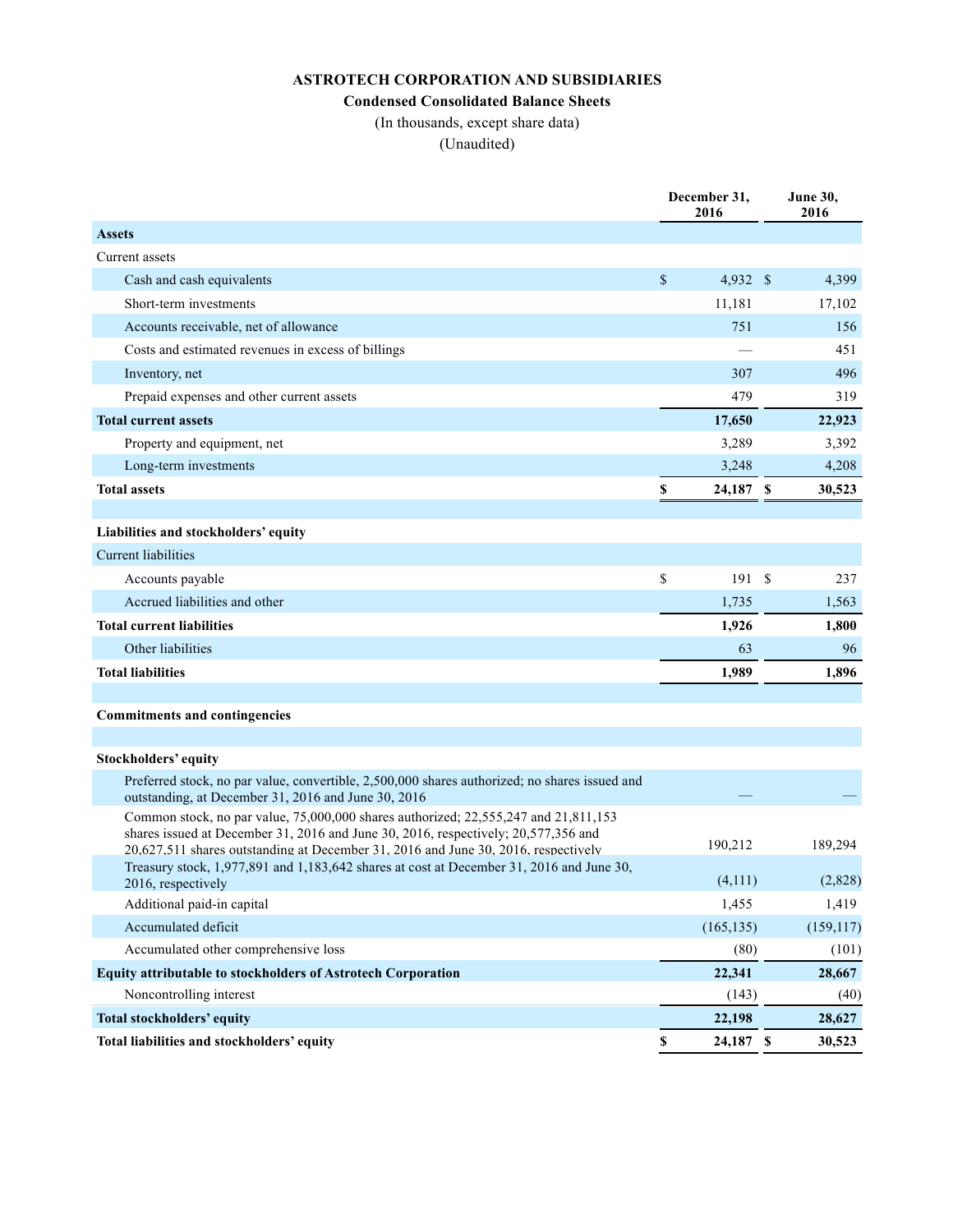**ASTROTECH CORPORATION AND SUBSIDIARIES**

**Condensed Consolidated Balance Sheets**

(In thousands, except share data)

(Unaudited)

| | December 31, 2016 | June 30, 2016 |
|---|---|---|
| **Assets** | | |
| Current assets | | |
| Cash and cash equivalents | $ 4,932 | $ 4,399 |
| Short-term investments | 11,181 | 17,102 |
| Accounts receivable, net of allowance | 751 | 156 |
| Costs and estimated revenues in excess of billings | — | 451 |
| Inventory, net | 307 | 496 |
| Prepaid expenses and other current assets | 479 | 319 |
| **Total current assets** | **17,650** | **22,923** |
| Property and equipment, net | 3,289 | 3,392 |
| Long-term investments | 3,248 | 4,208 |
| **Total assets** | **$ 24,187** | **$ 30,523** |
| | | |
| **Liabilities and stockholders' equity** | | |
| Current liabilities | | |
| Accounts payable | $ 191 | $ 237 |
| Accrued liabilities and other | 1,735 | 1,563 |
| **Total current liabilities** | **1,926** | **1,800** |
| Other liabilities | 63 | 96 |
| **Total liabilities** | **1,989** | **1,896** |
| | | |
| **Commitments and contingencies** | | |
| | | |
| **Stockholders' equity** | | |
| Preferred stock, no par value, convertible, 2,500,000 shares authorized; no shares issued and outstanding, at December 31, 2016 and June 30, 2016 | — | — |
| Common stock, no par value, 75,000,000 shares authorized; 22,555,247 and 21,811,153 shares issued at December 31, 2016 and June 30, 2016, respectively; 20,577,356 and 20,627,511 shares outstanding at December 31, 2016 and June 30, 2016, respectively | 190,212 | 189,294 |
| Treasury stock, 1,977,891 and 1,183,642 shares at cost at December 31, 2016 and June 30, 2016, respectively | (4,111) | (2,828) |
| Additional paid-in capital | 1,455 | 1,419 |
| Accumulated deficit | (165,135) | (159,117) |
| Accumulated other comprehensive loss | (80) | (101) |
| **Equity attributable to stockholders of Astrotech Corporation** | **22,341** | **28,667** |
| Noncontrolling interest | (143) | (40) |
| **Total stockholders' equity** | **22,198** | **28,627** |
| **Total liabilities and stockholders' equity** | **$ 24,187** | **$ 30,523** |